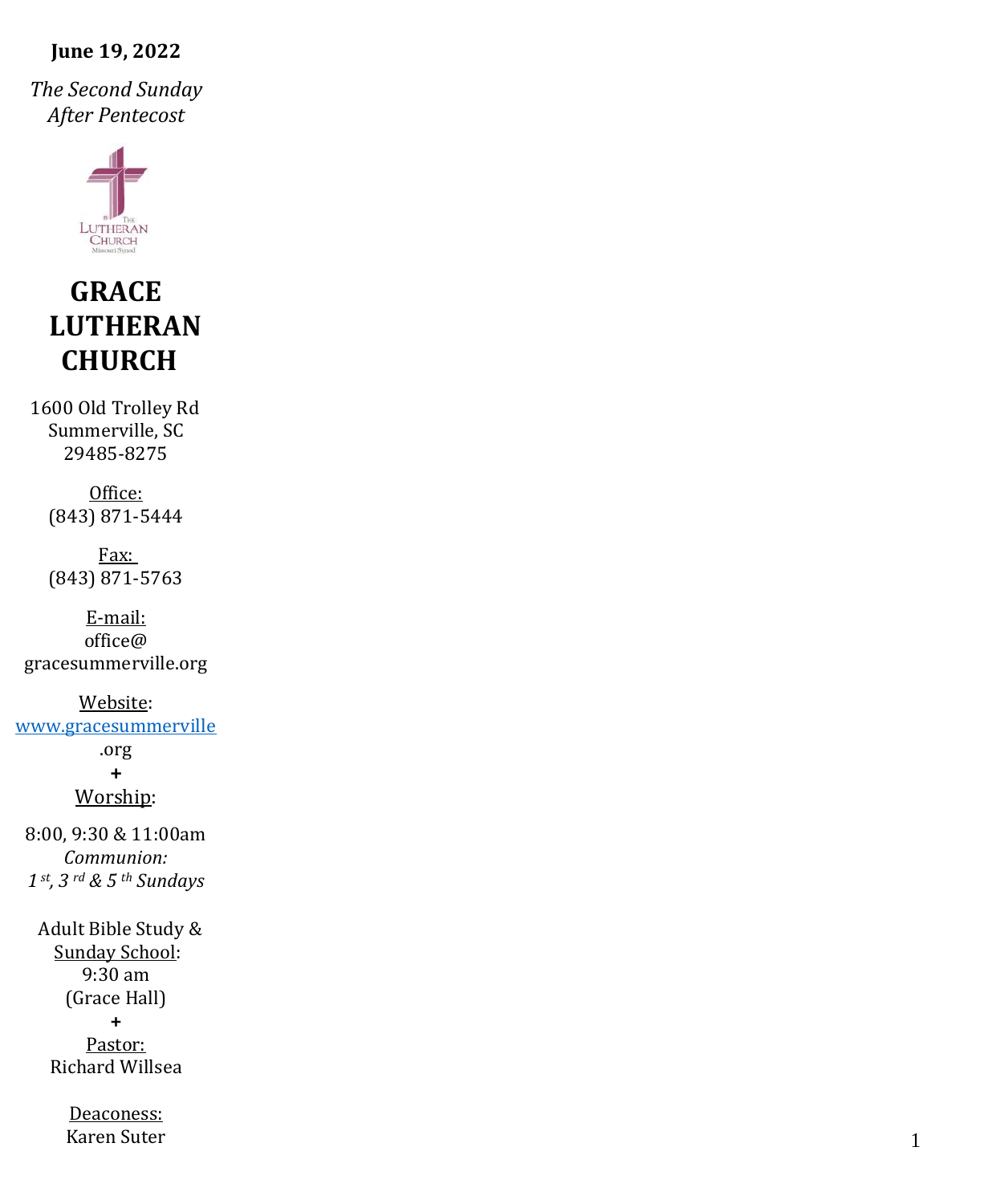**June 19, 2022**

*The Second Sunday After Pentecost*

The Lutheran Church Missouri Synod

# GRACE LUTHERAN CHURCH

1600 Old Trolley Rd
Summerville, SC
29485-8275

Office:
(843) 871-5444

Fax:
(843) 871-5763

E-mail:
office@gracesummerville.org

Website:
www.gracesummerville.org

+

Worship:

8:00, 9:30 & 11:00am
*Communion:*
*1st, 3rd & 5th Sundays*

Adult Bible Study & Sunday School:
9:30 am
(Grace Hall)

+

Pastor:
Richard Willsea

Deaconess:
Karen Suter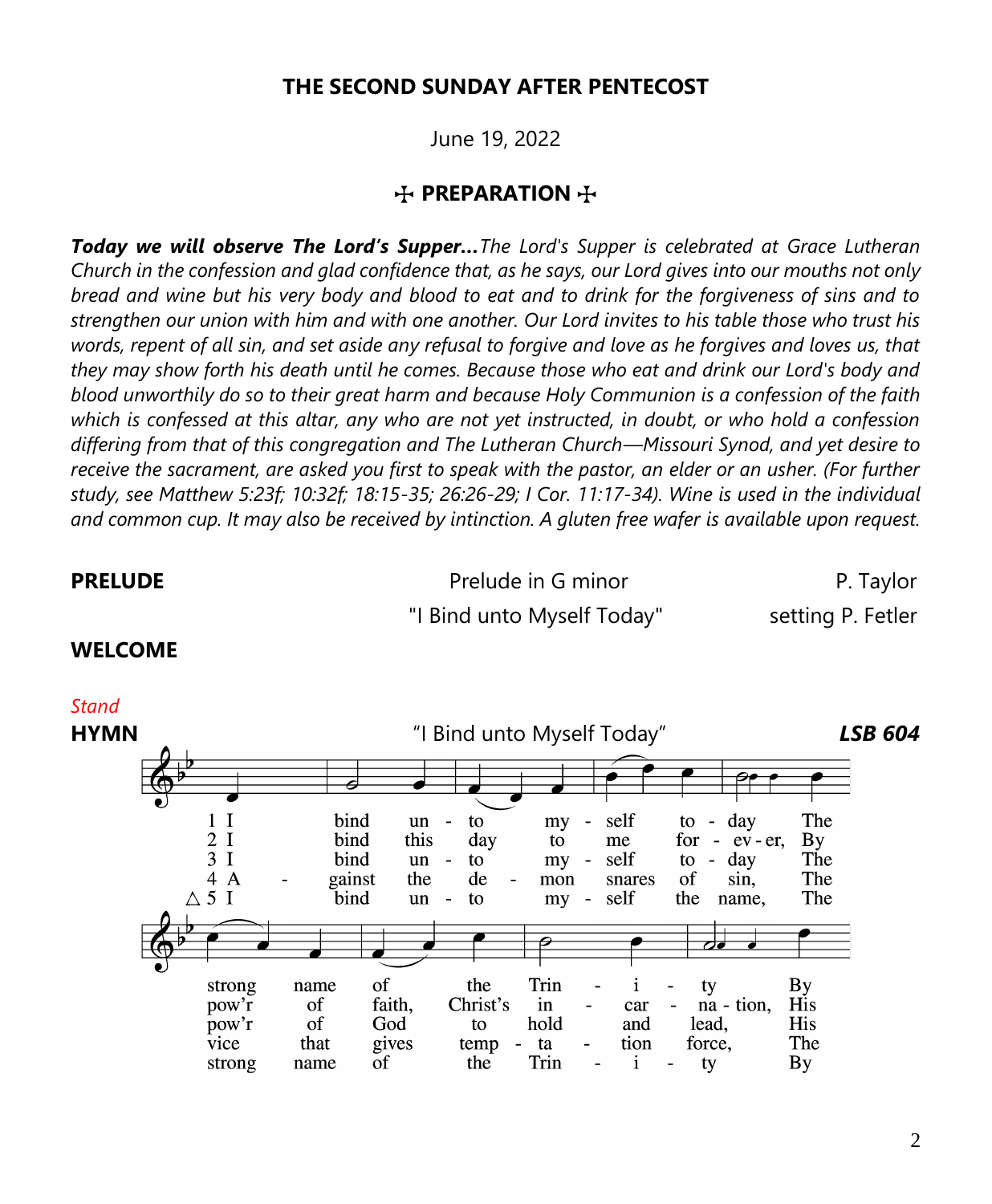## THE SECOND SUNDAY AFTER PENTECOST

June 19, 2022

### ☩ PREPARATION ☩

***Today we will observe The Lord's Supper…*** *The Lord's Supper is celebrated at Grace Lutheran Church in the confession and glad confidence that, as he says, our Lord gives into our mouths not only bread and wine but his very body and blood to eat and to drink for the forgiveness of sins and to strengthen our union with him and with one another. Our Lord invites to his table those who trust his words, repent of all sin, and set aside any refusal to forgive and love as he forgives and loves us, that they may show forth his death until he comes. Because those who eat and drink our Lord's body and blood unworthily do so to their great harm and because Holy Communion is a confession of the faith which is confessed at this altar, any who are not yet instructed, in doubt, or who hold a confession differing from that of this congregation and The Lutheran Church—Missouri Synod, and yet desire to receive the sacrament, are asked you first to speak with the pastor, an elder or an usher. (For further study, see Matthew 5:23f; 10:32f; 18:15-35; 26:26-29; I Cor. 11:17-34). Wine is used in the individual and common cup. It may also be received by intinction. A gluten free wafer is available upon request.*

**PRELUDE** Prelude in G minor — P. Taylor

"I Bind unto Myself Today" — setting P. Fetler

**WELCOME**

*Stand*

**HYMN** "I Bind unto Myself Today" ***LSB 604***

1 I bind unto myself today The strong name of the Trinity By

2 I bind this day to me for ever, By pow'r of faith, Christ's incarnation, His

3 I bind unto myself today The pow'r of God to hold and lead, His

4 Against the demon snares of sin, The vice that gives temptation force, The

△ 5 I bind unto myself the name, The strong name of the Trinity By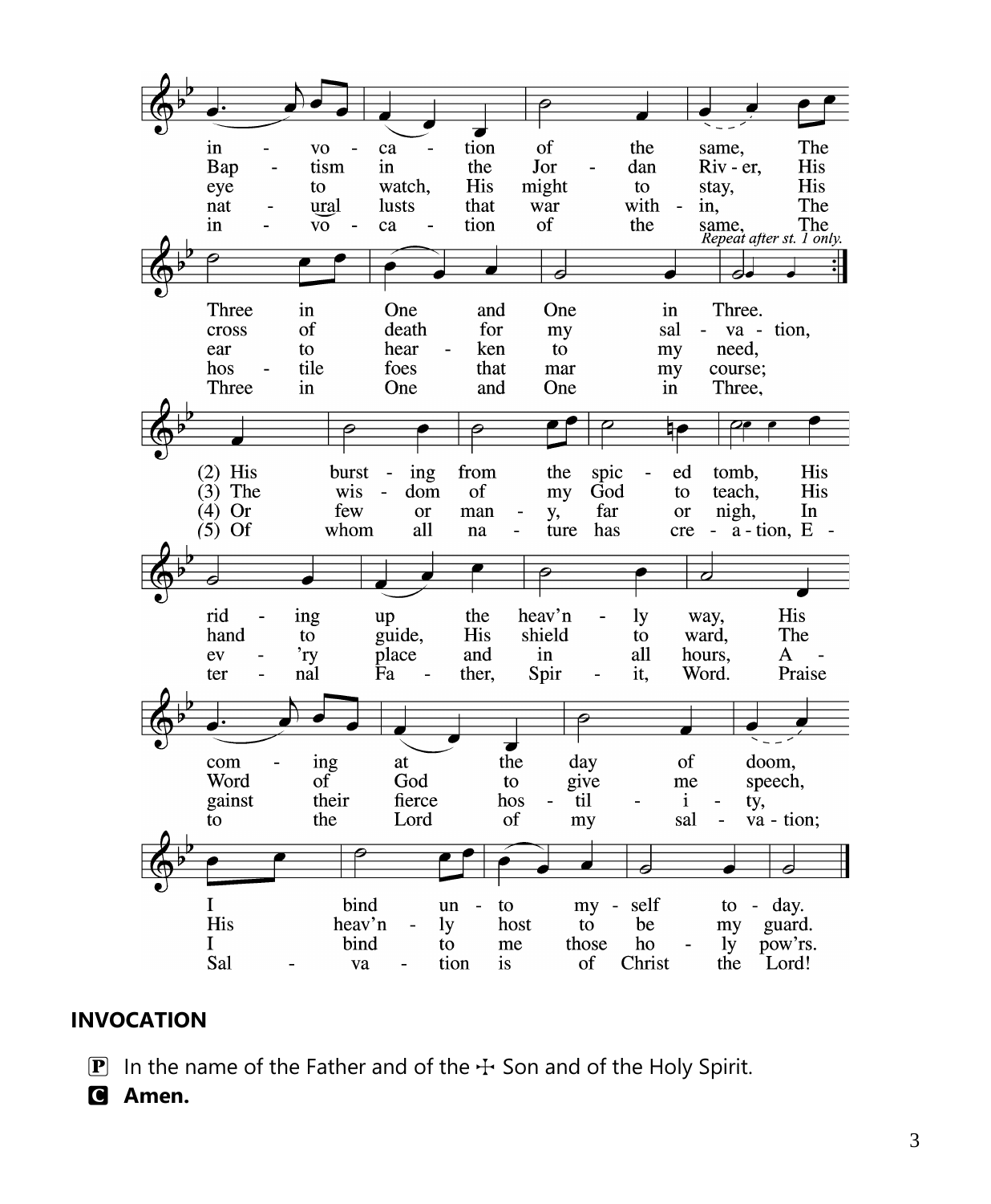in - vo - ca - tion of the same, The
Bap - tism in the Jor - dan Riv - er, His
eye to watch, His might to stay, His
nat - ural lusts that war with - in, The
in - vo - ca - tion of the same, The

*Repeat after st. 1 only.*

Three in One and One in Three.
cross of death for my sal - va - tion,
ear to hear - ken to my need,
hos - tile foes that mar my course;
Three in One and One in Three,

(2) His burst - ing from the spic - ed tomb, His
(3) The wis - dom of my God to teach, His
(4) Or few or man - y, far or nigh, In
(5) Of whom all na - ture has cre - a - tion, E -

rid - ing up the heav'n - ly way, His
hand to guide, His shield to ward, The
ev - 'ry place and in all hours, A -
ter - nal Fa - ther, Spir - it, Word. Praise

com - ing at the day of doom,
Word of God to give me speech,
gainst their fierce hos - til - i - ty,
to the Lord of my sal - va - tion;

I bind un - to my - self to - day.
His heav'n - ly host to be my guard.
I bind to me those ho - ly pow'rs.
Sal - va - tion is of Christ the Lord!

## INVOCATION

**P** In the name of the Father and of the ☩ Son and of the Holy Spirit.

**C** **Amen.**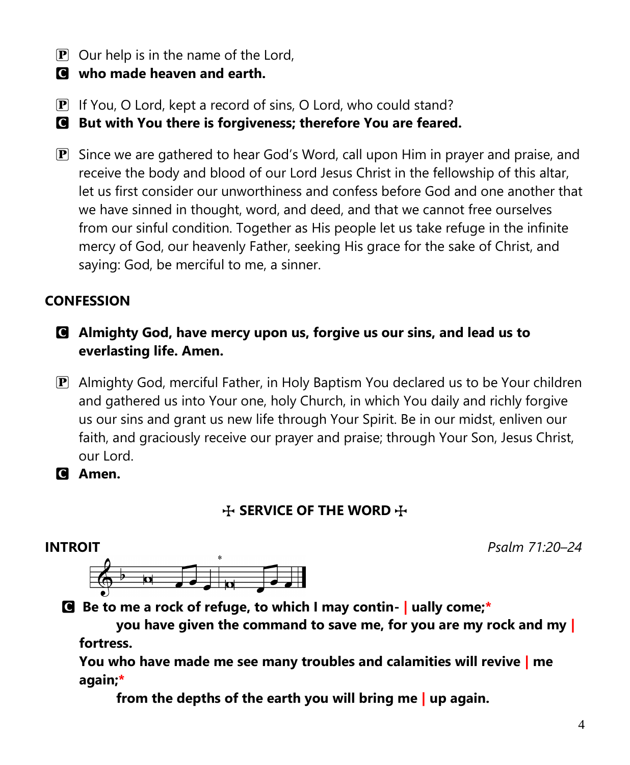P Our help is in the name of the Lord,
**C who made heaven and earth.**

P If You, O Lord, kept a record of sins, O Lord, who could stand?
**C But with You there is forgiveness; therefore You are feared.**

P Since we are gathered to hear God's Word, call upon Him in prayer and praise, and receive the body and blood of our Lord Jesus Christ in the fellowship of this altar, let us first consider our unworthiness and confess before God and one another that we have sinned in thought, word, and deed, and that we cannot free ourselves from our sinful condition. Together as His people let us take refuge in the infinite mercy of God, our heavenly Father, seeking His grace for the sake of Christ, and saying: God, be merciful to me, a sinner.

## CONFESSION

**C Almighty God, have mercy upon us, forgive us our sins, and lead us to everlasting life. Amen.**

P Almighty God, merciful Father, in Holy Baptism You declared us to be Your children and gathered us into Your one, holy Church, in which You daily and richly forgive us our sins and grant us new life through Your Spirit. Be in our midst, enliven our faith, and graciously receive our prayer and praise; through Your Son, Jesus Christ, our Lord.
**C Amen.**

## ✠ SERVICE OF THE WORD ✠

**INTROIT** *Psalm 71:20–24*

**C Be to me a rock of refuge, to which I may contin- | ually come;***
**you have given the command to save me, for you are my rock and my | fortress.**
**You who have made me see many troubles and calamities will revive | me again;***
**from the depths of the earth you will bring me | up again.**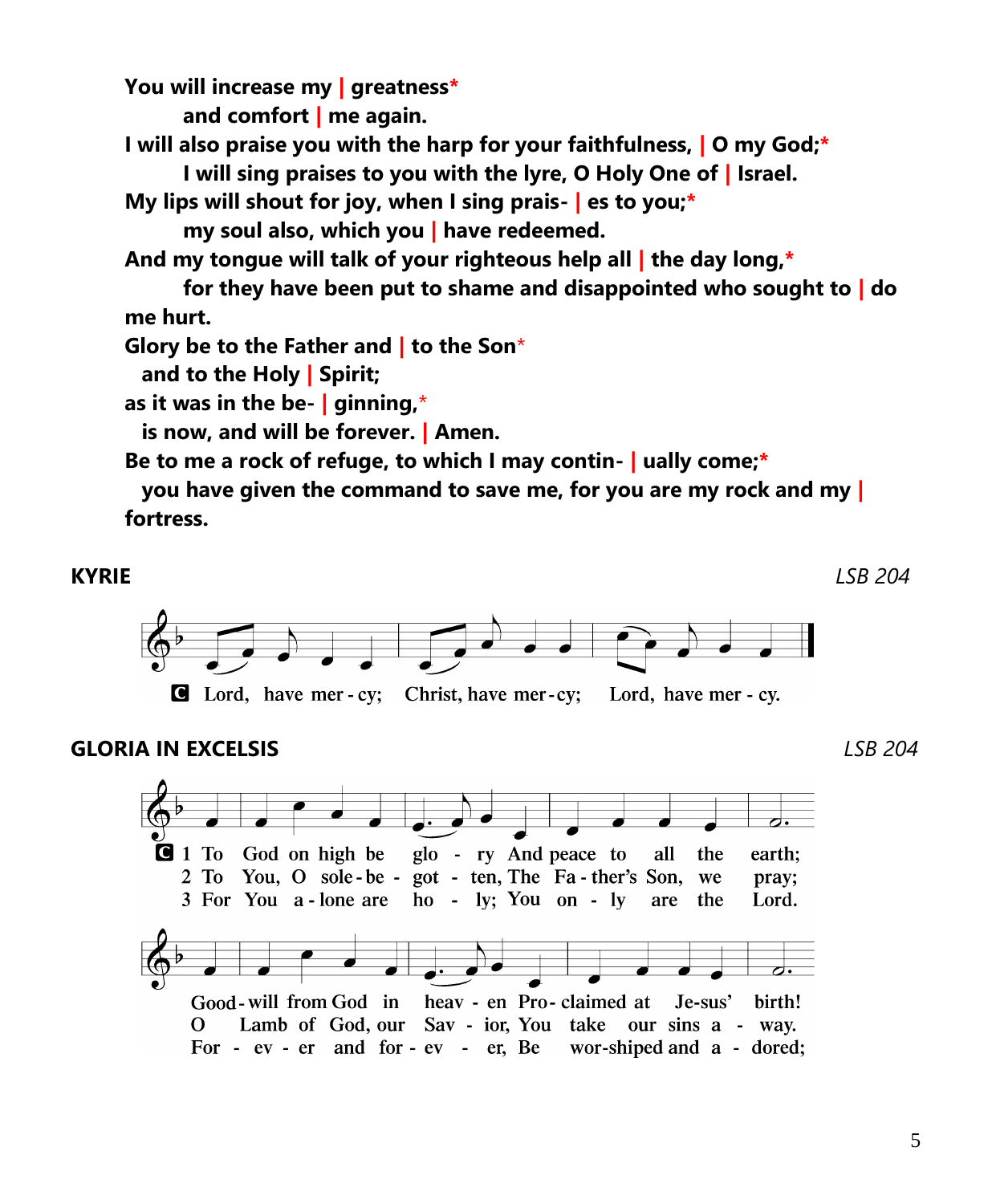**You will increase my | greatness***
 **and comfort | me again.**
**I will also praise you with the harp for your faithfulness, | O my God;***
 **I will sing praises to you with the lyre, O Holy One of | Israel.**
**My lips will shout for joy, when I sing prais- | es to you;***
 **my soul also, which you | have redeemed.**
**And my tongue will talk of your righteous help all | the day long,***
 **for they have been put to shame and disappointed who sought to | do me hurt.**
**Glory be to the Father and | to the Son***
 **and to the Holy | Spirit;**
**as it was in the be- | ginning,***
 **is now, and will be forever. | Amen.**
**Be to me a rock of refuge, to which I may contin- | ually come;***
 **you have given the command to save me, for you are my rock and my | fortress.**

**KYRIE** *LSB 204*

C Lord, have mer - cy; Christ, have mer - cy; Lord, have mer - cy.

**GLORIA IN EXCELSIS** *LSB 204*

C 1 To God on high be glo - ry And peace to all the earth;
Good - will from God in heav - en Pro - claimed at Je - sus' birth!

2 To You, O sole - be - got - ten, The Fa - ther's Son, we pray;
O Lamb of God, our Sav - ior, You take our sins a - way.

3 For You a - lone are ho - ly; You on - ly are the Lord.
For - ev - er and for - ev - er, Be wor - shiped and a - dored;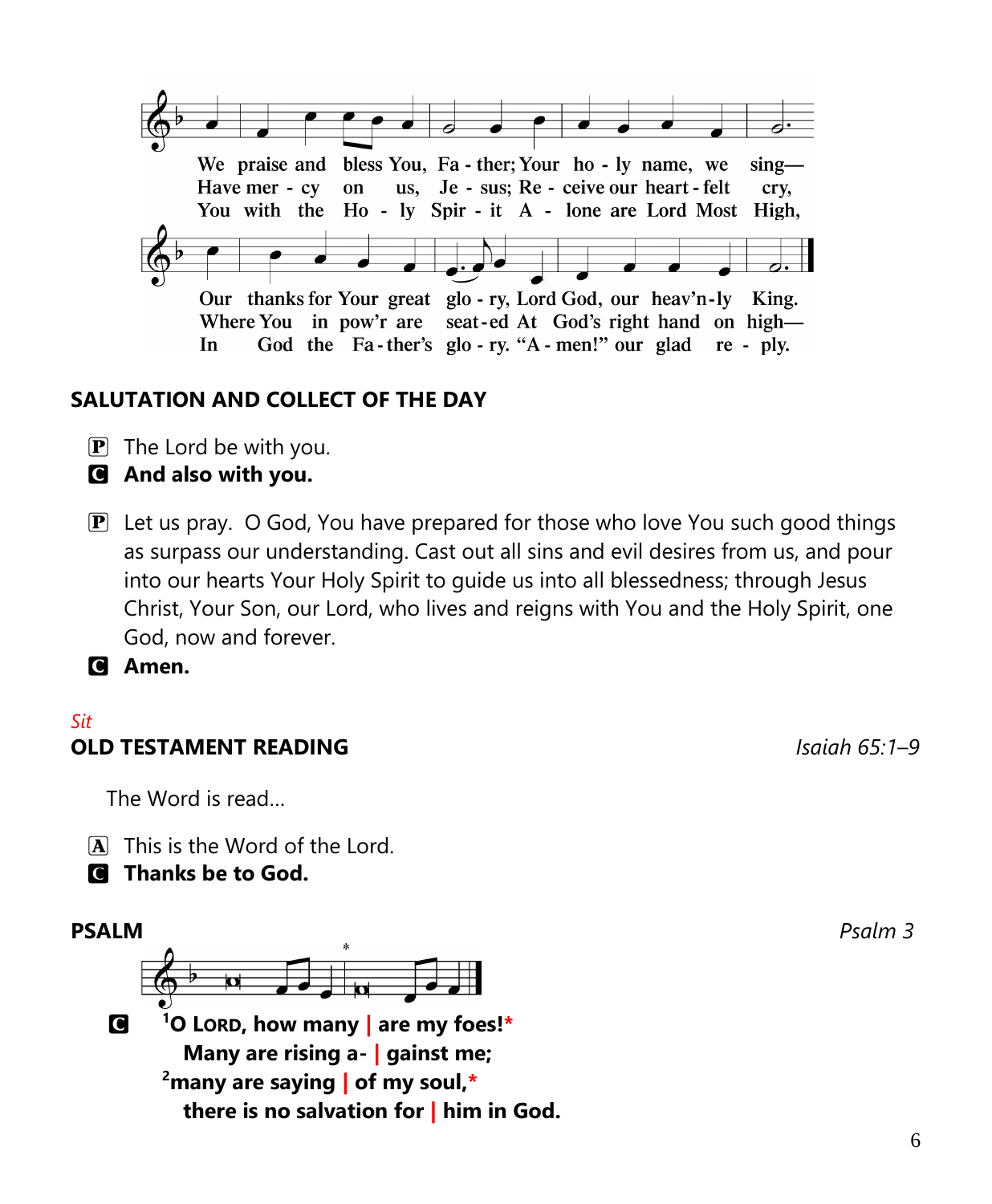We praise and bless You, Fa - ther; Your ho - ly name, we sing—
Have mer - cy on us, Je - sus; Re - ceive our heart - felt cry,
You with the Ho - ly Spir - it A - lone are Lord Most High,

Our thanks for Your great glo - ry, Lord God, our heav'n-ly King.
Where You in pow'r are seat - ed At God's right hand on high—
In God the Fa - ther's glo - ry. "A - men!" our glad re - ply.

## SALUTATION AND COLLECT OF THE DAY

P The Lord be with you.
**C And also with you.**

P Let us pray. O God, You have prepared for those who love You such good things as surpass our understanding. Cast out all sins and evil desires from us, and pour into our hearts Your Holy Spirit to guide us into all blessedness; through Jesus Christ, Your Son, our Lord, who lives and reigns with You and the Holy Spirit, one God, now and forever.
**C Amen.**

*Sit*

## OLD TESTAMENT READING *Isaiah 65:1–9*

The Word is read…

A This is the Word of the Lord.
**C Thanks be to God.**

## PSALM *Psalm 3*

**C** **[1]O LORD, how many | are my foes!***
**Many are rising a- | gainst me;**
**[2]many are saying | of my soul,***
**there is no salvation for | him in God.**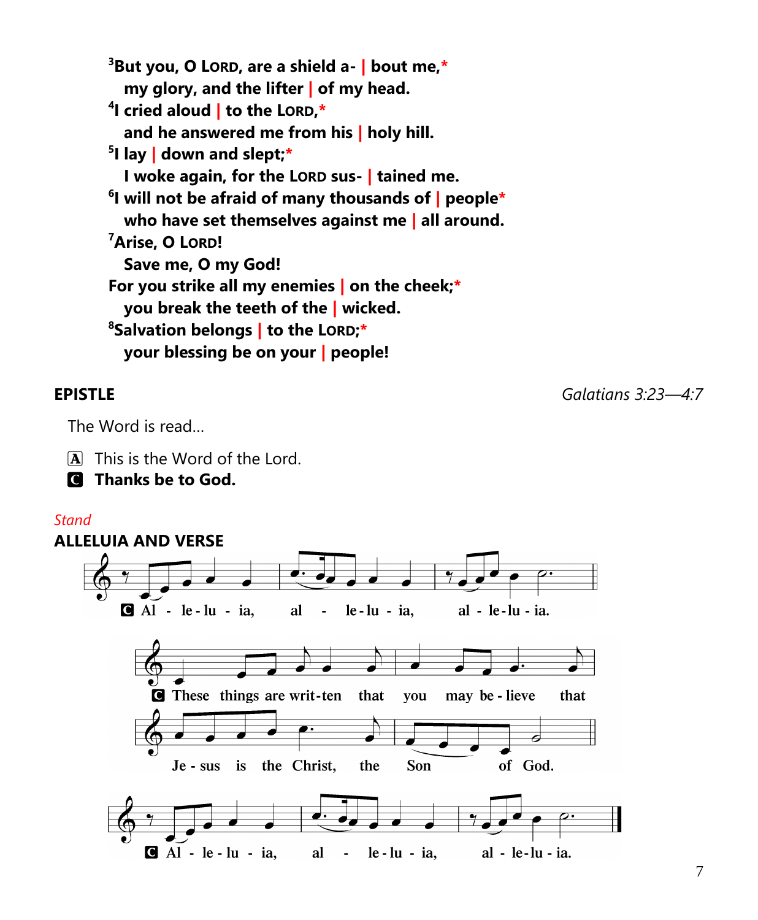**[3]But you, O LORD, are a shield a- | bout me,***
**my glory, and the lifter | of my head.**
**[4]I cried aloud | to the LORD,***
**and he answered me from his | holy hill.**
**[5]I lay | down and slept;***
**I woke again, for the LORD sus- | tained me.**
**[6]I will not be afraid of many thousands of | people***
**who have set themselves against me | all around.**
**[7]Arise, O LORD!**
**Save me, O my God!**
**For you strike all my enemies | on the cheek;***
**you break the teeth of the | wicked.**
**[8]Salvation belongs | to the LORD;***
**your blessing be on your | people!**

## EPISTLE

*Galatians 3:23—4:7*

The Word is read…

[A] This is the Word of the Lord.
[C] **Thanks be to God.**

*Stand*

## ALLELUIA AND VERSE

[C] Al - le - lu - ia, al - le - lu - ia, al - le - lu - ia.

[C] These things are writ - ten that you may be - lieve that Je - sus is the Christ, the Son of God.

[C] Al - le - lu - ia, al - le - lu - ia, al - le - lu - ia.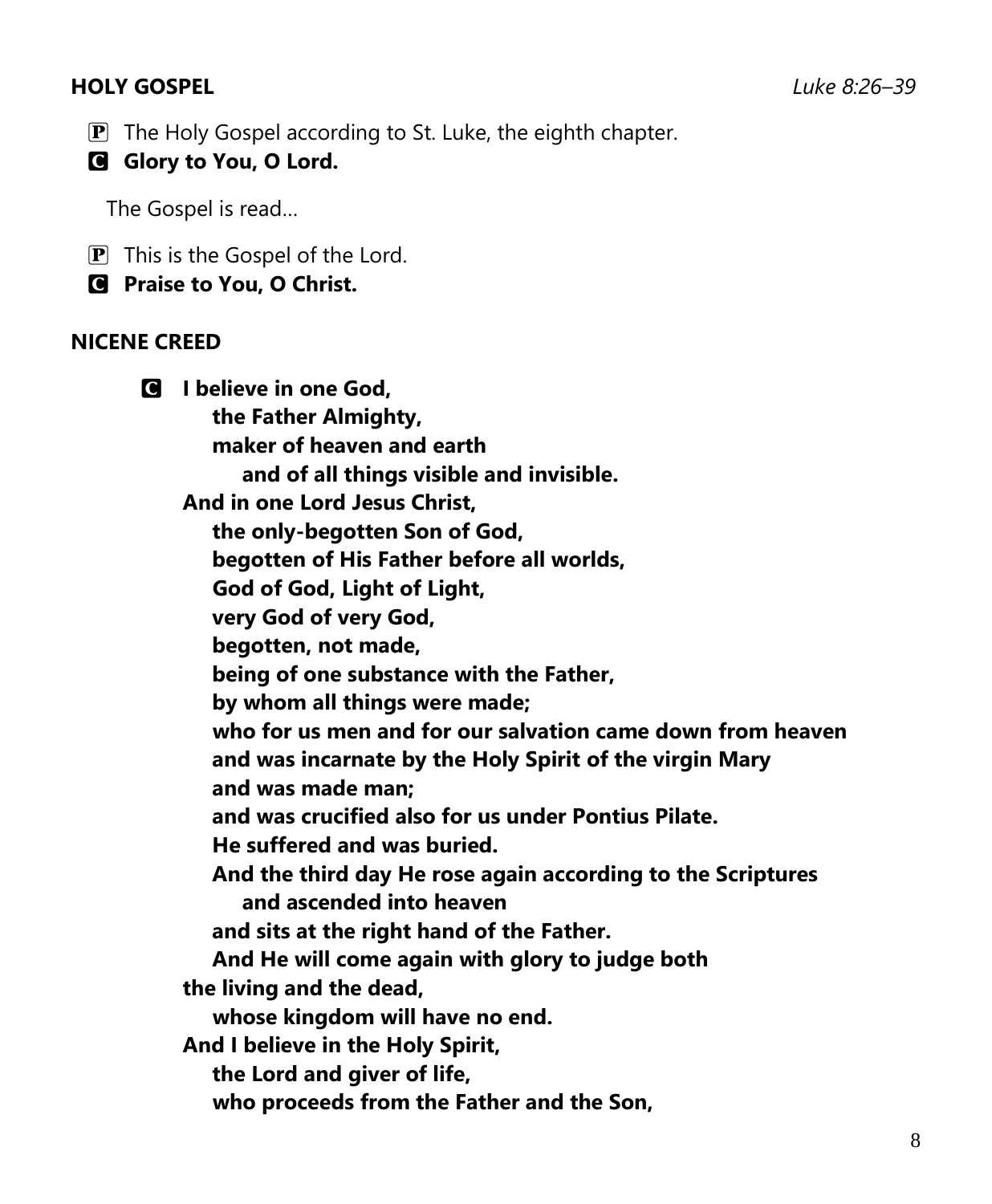**HOLY GOSPEL** *Luke 8:26–39*

P The Holy Gospel according to St. Luke, the eighth chapter.

C **Glory to You, O Lord.**

The Gospel is read…

P This is the Gospel of the Lord.

C **Praise to You, O Christ.**

**NICENE CREED**

C **I believe in one God,**
**the Father Almighty,**
**maker of heaven and earth**
**and of all things visible and invisible.**
**And in one Lord Jesus Christ,**
**the only-begotten Son of God,**
**begotten of His Father before all worlds,**
**God of God, Light of Light,**
**very God of very God,**
**begotten, not made,**
**being of one substance with the Father,**
**by whom all things were made;**
**who for us men and for our salvation came down from heaven**
**and was incarnate by the Holy Spirit of the virgin Mary**
**and was made man;**
**and was crucified also for us under Pontius Pilate.**
**He suffered and was buried.**
**And the third day He rose again according to the Scriptures**
**and ascended into heaven**
**and sits at the right hand of the Father.**
**And He will come again with glory to judge both**
**the living and the dead,**
**whose kingdom will have no end.**
**And I believe in the Holy Spirit,**
**the Lord and giver of life,**
**who proceeds from the Father and the Son,**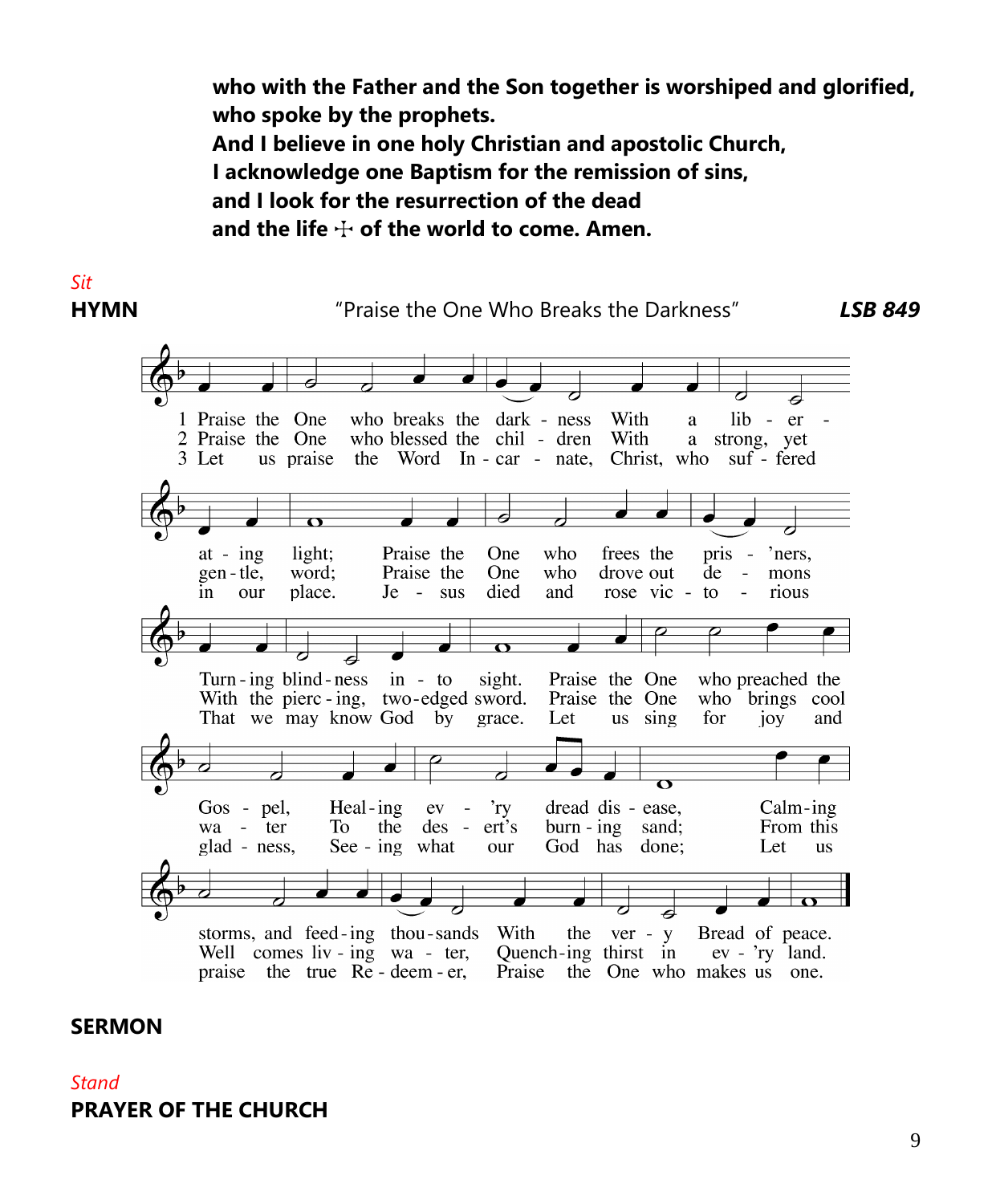**who with the Father and the Son together is worshiped and glorified,**
**who spoke by the prophets.**
**And I believe in one holy Christian and apostolic Church,**
**I acknowledge one Baptism for the remission of sins,**
**and I look for the resurrection of the dead**
**and the life ☩ of the world to come. Amen.**

*Sit*

**HYMN** "Praise the One Who Breaks the Darkness" ***LSB 849***

1 Praise the One who breaks the darkness With a liberating light;
Praise the One who frees the pris'ners, Turning blindness into sight.
Praise the One who preached the Gospel, Healing ev'ry dread disease,
Calming storms, and feeding thousands With the very Bread of peace.

2 Praise the One who blessed the children With a strong, yet gentle, word;
Praise the One who drove out demons With the piercing, two-edged sword.
Praise the One who brings cool water To the desert's burning sand;
From this Well comes living water, Quenching thirst in ev'ry land.

3 Let us praise the Word Incarnate, Christ, who suffered in our place.
Jesus died and rose victorious That we may know God by grace.
Let us sing for joy and gladness, Seeing what our God has done;
Let us praise the true Redeemer, Praise the One who makes us one.

**SERMON**

*Stand*

**PRAYER OF THE CHURCH**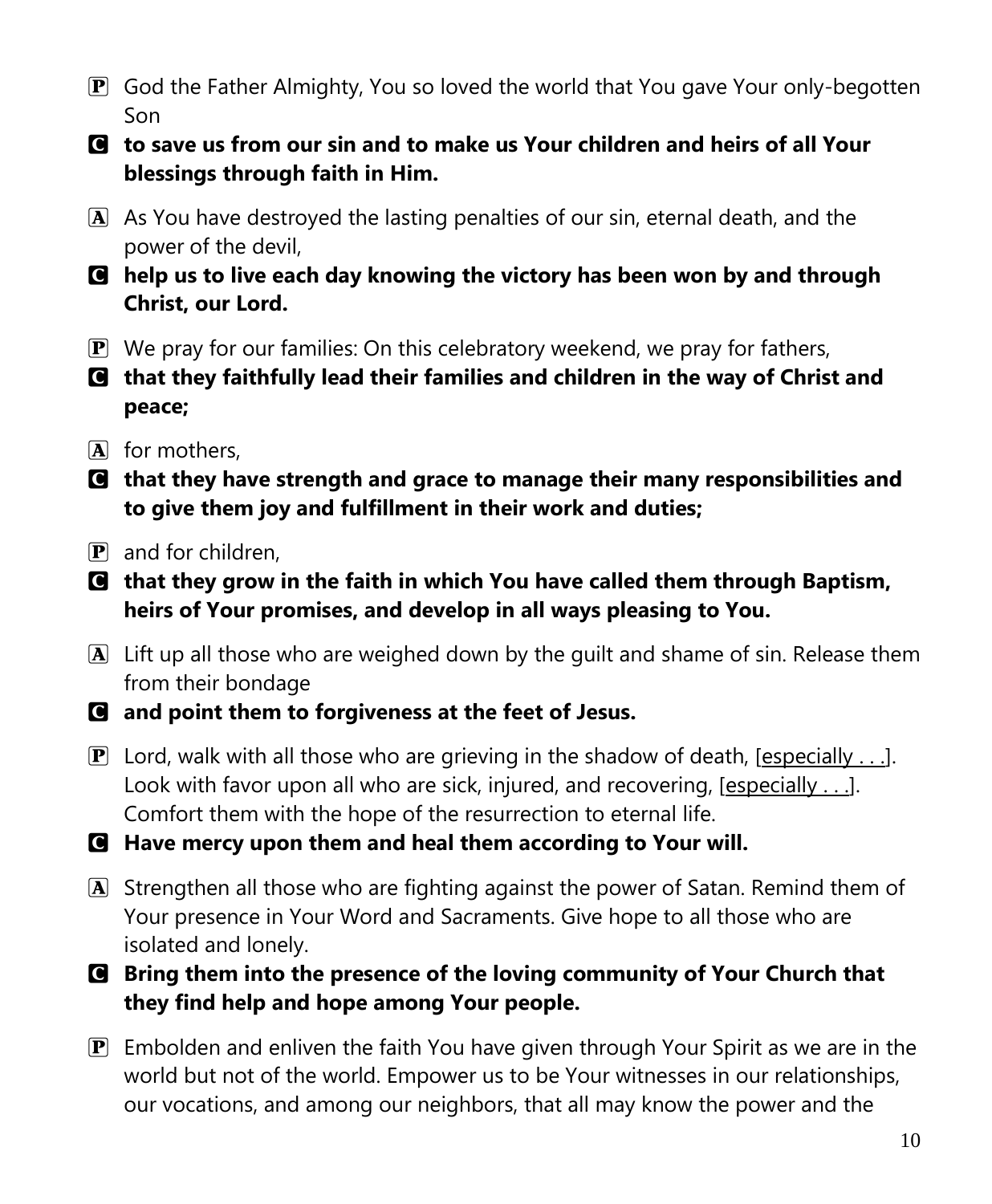P God the Father Almighty, You so loved the world that You gave Your only-begotten Son

C **to save us from our sin and to make us Your children and heirs of all Your blessings through faith in Him.**

A As You have destroyed the lasting penalties of our sin, eternal death, and the power of the devil,

C **help us to live each day knowing the victory has been won by and through Christ, our Lord.**

P We pray for our families: On this celebratory weekend, we pray for fathers,

C **that they faithfully lead their families and children in the way of Christ and peace;**

A for mothers,

C **that they have strength and grace to manage their many responsibilities and to give them joy and fulfillment in their work and duties;**

P and for children,

C **that they grow in the faith in which You have called them through Baptism, heirs of Your promises, and develop in all ways pleasing to You.**

A Lift up all those who are weighed down by the guilt and shame of sin. Release them from their bondage

C **and point them to forgiveness at the feet of Jesus.**

P Lord, walk with all those who are grieving in the shadow of death, [especially . . .]. Look with favor upon all who are sick, injured, and recovering, [especially . . .]. Comfort them with the hope of the resurrection to eternal life.

C **Have mercy upon them and heal them according to Your will.**

A Strengthen all those who are fighting against the power of Satan. Remind them of Your presence in Your Word and Sacraments. Give hope to all those who are isolated and lonely.

C **Bring them into the presence of the loving community of Your Church that they find help and hope among Your people.**

P Embolden and enliven the faith You have given through Your Spirit as we are in the world but not of the world. Empower us to be Your witnesses in our relationships, our vocations, and among our neighbors, that all may know the power and the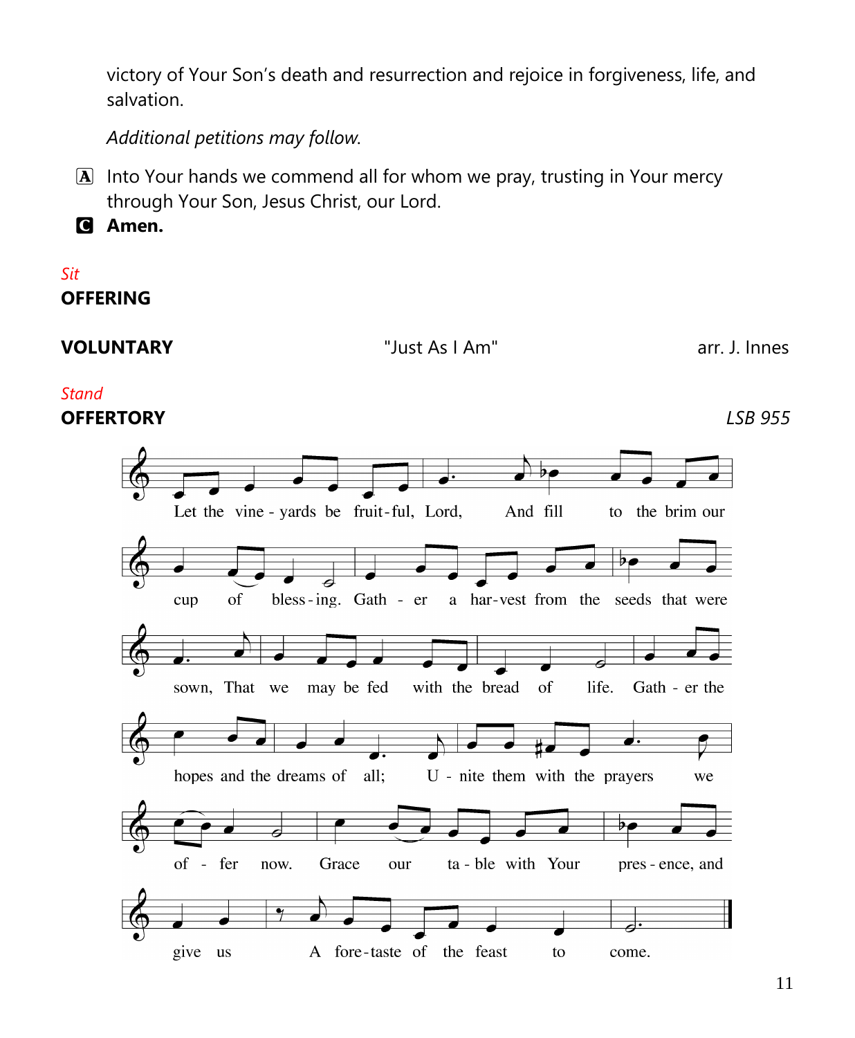victory of Your Son's death and resurrection and rejoice in forgiveness, life, and salvation.

*Additional petitions may follow.*

A Into Your hands we commend all for whom we pray, trusting in Your mercy through Your Son, Jesus Christ, our Lord.

C **Amen.**

*Sit*

**OFFERING**

**VOLUNTARY** "Just As I Am" arr. J. Innes

*Stand*

**OFFERTORY** *LSB 955*

Let the vine - yards be fruit-ful, Lord, And fill to the brim our cup of bless-ing. Gath - er a har-vest from the seeds that were sown, That we may be fed with the bread of life. Gath - er the hopes and the dreams of all; U - nite them with the prayers we of - fer now. Grace our ta - ble with Your pres - ence, and give us A fore-taste of the feast to come.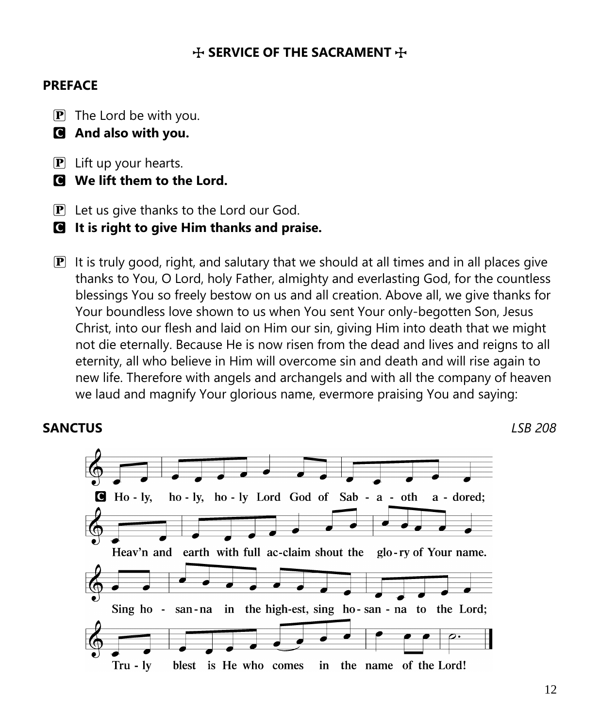## ✠ SERVICE OF THE SACRAMENT ✠

### PREFACE

P The Lord be with you.

C **And also with you.**

P Lift up your hearts.

C **We lift them to the Lord.**

P Let us give thanks to the Lord our God.

C **It is right to give Him thanks and praise.**

P It is truly good, right, and salutary that we should at all times and in all places give thanks to You, O Lord, holy Father, almighty and everlasting God, for the countless blessings You so freely bestow on us and all creation. Above all, we give thanks for Your boundless love shown to us when You sent Your only-begotten Son, Jesus Christ, into our flesh and laid on Him our sin, giving Him into death that we might not die eternally. Because He is now risen from the dead and lives and reigns to all eternity, all who believe in Him will overcome sin and death and will rise again to new life. Therefore with angels and archangels and with all the company of heaven we laud and magnify Your glorious name, evermore praising You and saying:

### SANCTUS

*LSB 208*

C **Holy, holy, holy Lord God of Sabaoth adored;**
**Heav'n and earth with full acclaim shout the glory of Your name.**
**Sing hosanna in the highest, sing hosanna to the Lord;**
**Truly blest is He who comes in the name of the Lord!**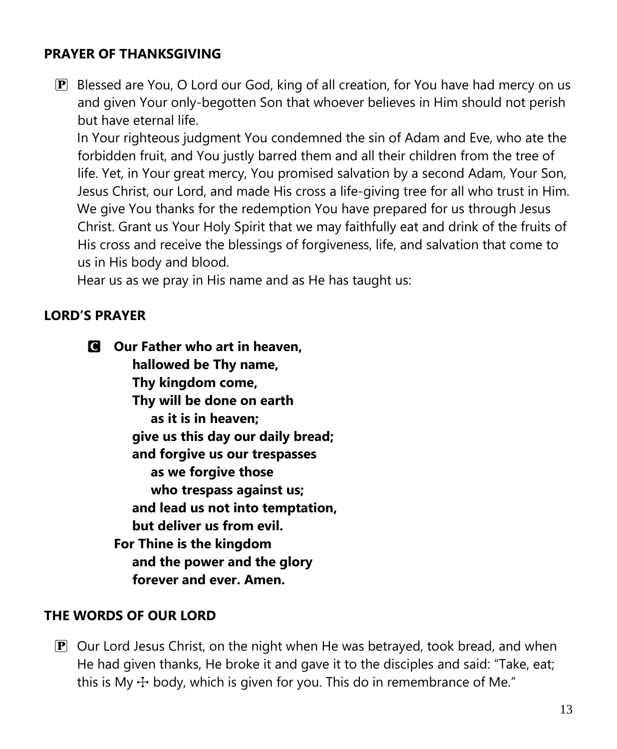## PRAYER OF THANKSGIVING

Ⓟ Blessed are You, O Lord our God, king of all creation, for You have had mercy on us and given Your only-begotten Son that whoever believes in Him should not perish but have eternal life.
In Your righteous judgment You condemned the sin of Adam and Eve, who ate the forbidden fruit, and You justly barred them and all their children from the tree of life. Yet, in Your great mercy, You promised salvation by a second Adam, Your Son, Jesus Christ, our Lord, and made His cross a life-giving tree for all who trust in Him.
We give You thanks for the redemption You have prepared for us through Jesus Christ. Grant us Your Holy Spirit that we may faithfully eat and drink of the fruits of His cross and receive the blessings of forgiveness, life, and salvation that come to us in His body and blood.
Hear us as we pray in His name and as He has taught us:

## LORD'S PRAYER

🅒 **Our Father who art in heaven,**
**hallowed be Thy name,**
**Thy kingdom come,**
**Thy will be done on earth**
**as it is in heaven;**
**give us this day our daily bread;**
**and forgive us our trespasses**
**as we forgive those**
**who trespass against us;**
**and lead us not into temptation,**
**but deliver us from evil.**
**For Thine is the kingdom**
**and the power and the glory**
**forever and ever. Amen.**

## THE WORDS OF OUR LORD

Ⓟ Our Lord Jesus Christ, on the night when He was betrayed, took bread, and when He had given thanks, He broke it and gave it to the disciples and said: "Take, eat; this is My ☩ body, which is given for you. This do in remembrance of Me."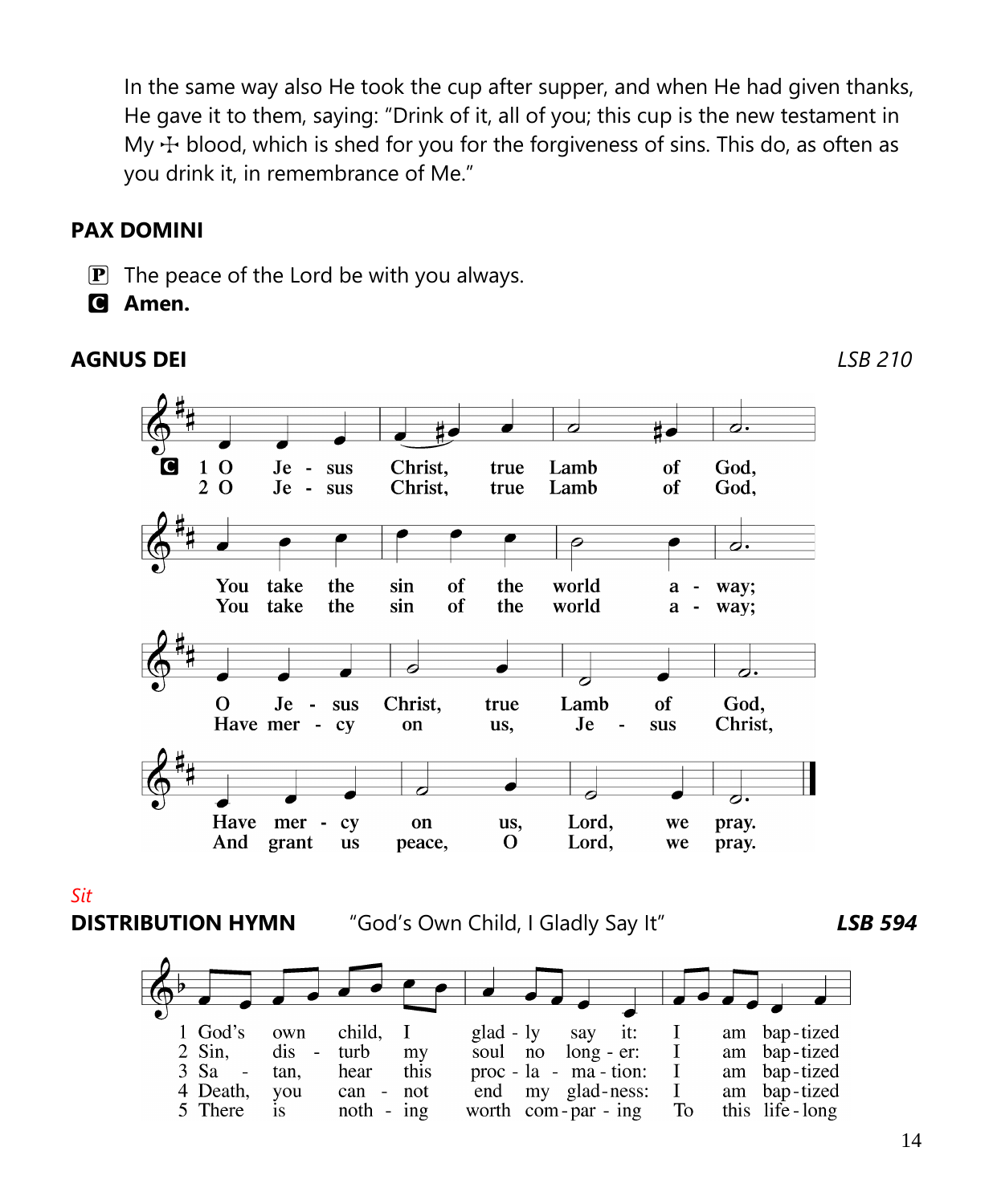In the same way also He took the cup after supper, and when He had given thanks, He gave it to them, saying: "Drink of it, all of you; this cup is the new testament in My ☩ blood, which is shed for you for the forgiveness of sins. This do, as often as you drink it, in remembrance of Me."

## PAX DOMINI

P The peace of the Lord be with you always.
**C Amen.**

## AGNUS DEI *LSB 210*

C 1 O Jesus Christ, true Lamb of God, You take the sin of the world away; O Jesus Christ, true Lamb of God, Have mercy on us, Lord, we pray.

2 O Jesus Christ, true Lamb of God, You take the sin of the world away; Have mercy on us, Jesus Christ, And grant us peace, O Lord, we pray.

*Sit*

## DISTRIBUTION HYMN "God's Own Child, I Gladly Say It" **LSB 594**

1 God's own child, I gladly say it: I am baptized

2 Sin, disturb my soul no longer: I am baptized

3 Satan, hear this proclamation: I am baptized

4 Death, you cannot end my gladness: I am baptized

5 There is nothing worth comparing To this lifelong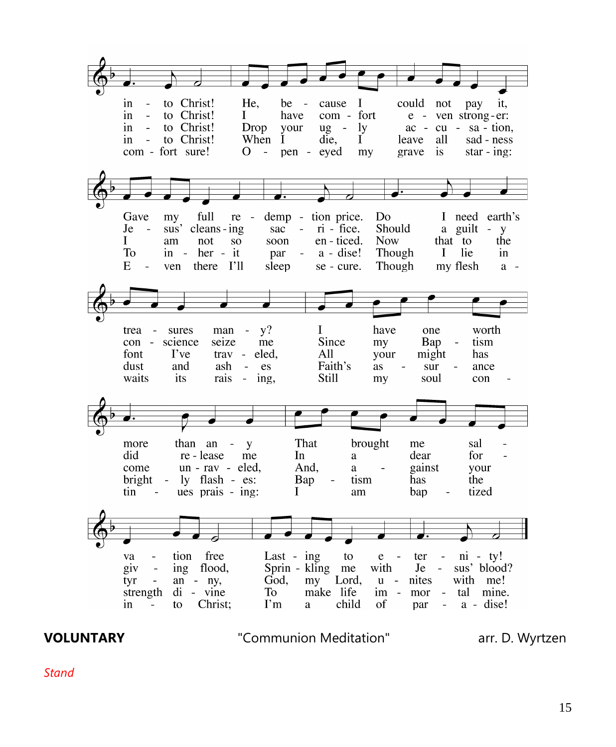in - to Christ! He, be - cause I could not pay it,
Gave my full re - demp - tion price. Do I need earth's
trea - sures man - y? I have one worth
more than an - y That brought me sal -
va - tion free Last - ing to e - ter - ni - ty!

in - to Christ! I have com - fort e - ven strong - er:
Je - sus' cleans - ing sac - ri - fice. Should a guilt - y
con - science seize me Since my Bap - tism
did re - lease me In a dear for -
giv - ing flood, Sprin - kling me with Je - sus' blood?

in - to Christ! Drop your ug - ly ac - cu - sa - tion,
I am not so soon en - ticed. Now that to the
font I've trav - eled, All your might has
come un - rav - eled, And, a - gainst your
tyr - an - ny, God, my Lord, u - nites with me!

in - to Christ! When I die, I leave all sad - ness
To in - her - it par - a - dise! Though I lie in
dust and ash - es Faith's as - sur - ance
bright - ly flash - es: Bap - tism has the
strength di - vine To make life im - mor - tal mine.

com - fort sure! O - pen - eyed my grave is star - ing:
E - ven there I'll sleep se - cure. Though my flesh a -
waits its rais - ing, Still my soul con -
tin - ues prais - ing: I am bap - tized
in - to Christ; I'm a child of par - a - dise!

**VOLUNTARY** "Communion Meditation" arr. D. Wyrtzen

*Stand*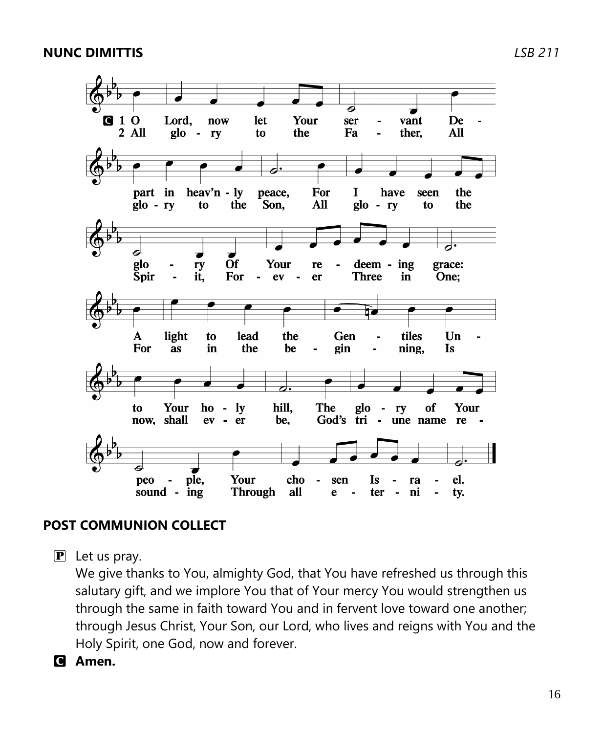**NUNC DIMITTIS** *LSB 211*

**C** 1 O Lord, now let Your servant Depart in heav'nly peace, For I have seen the glory Of Your redeeming grace: A light to lead the Gentiles Unto Your holy hill, The glory of Your people, Your chosen Israel.

2 All glory to the Father, All glory to the Son, All glory to the Spirit, Forever Three in One; For as in the beginning, Is now, shall ever be, God's triune name resounding Through all eternity.

**POST COMMUNION COLLECT**

**P** Let us pray.
We give thanks to You, almighty God, that You have refreshed us through this salutary gift, and we implore You that of Your mercy You would strengthen us through the same in faith toward You and in fervent love toward one another; through Jesus Christ, Your Son, our Lord, who lives and reigns with You and the Holy Spirit, one God, now and forever.

**C** **Amen.**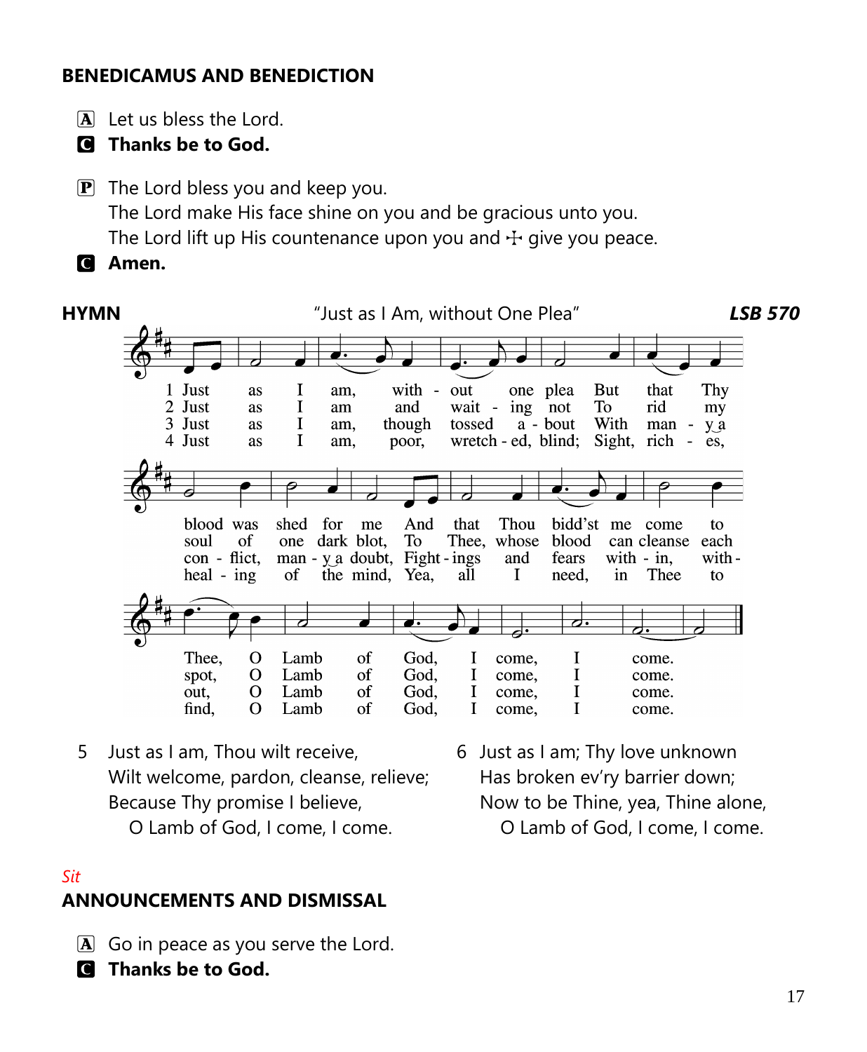## BENEDICAMUS AND BENEDICTION

A Let us bless the Lord.
**C Thanks be to God.**

P The Lord bless you and keep you.
The Lord make His face shine on you and be gracious unto you.
The Lord lift up His countenance upon you and ☩ give you peace.
**C Amen.**

## HYMN — "Just as I Am, without One Plea" — *LSB 570*

1 Just as I am, without one plea But that Thy blood was shed for me And that Thou bidd'st me come to Thee, O Lamb of God, I come, I come.

2 Just as I am and waiting not To rid my soul of one dark blot, To Thee, whose blood can cleanse each spot, O Lamb of God, I come, I come.

3 Just as I am, though tossed about With many a conflict, many a doubt, Fightings and fears within, without, O Lamb of God, I come, I come.

4 Just as I am, poor, wretched, blind; Sight, riches, healing of the mind, Yea, all I need, in Thee to find, O Lamb of God, I come, I come.

5 Just as I am, Thou wilt receive,
Wilt welcome, pardon, cleanse, relieve;
Because Thy promise I believe,
O Lamb of God, I come, I come.

6 Just as I am; Thy love unknown
Has broken ev'ry barrier down;
Now to be Thine, yea, Thine alone,
O Lamb of God, I come, I come.

*Sit*

## ANNOUNCEMENTS AND DISMISSAL

A Go in peace as you serve the Lord.
**C Thanks be to God.**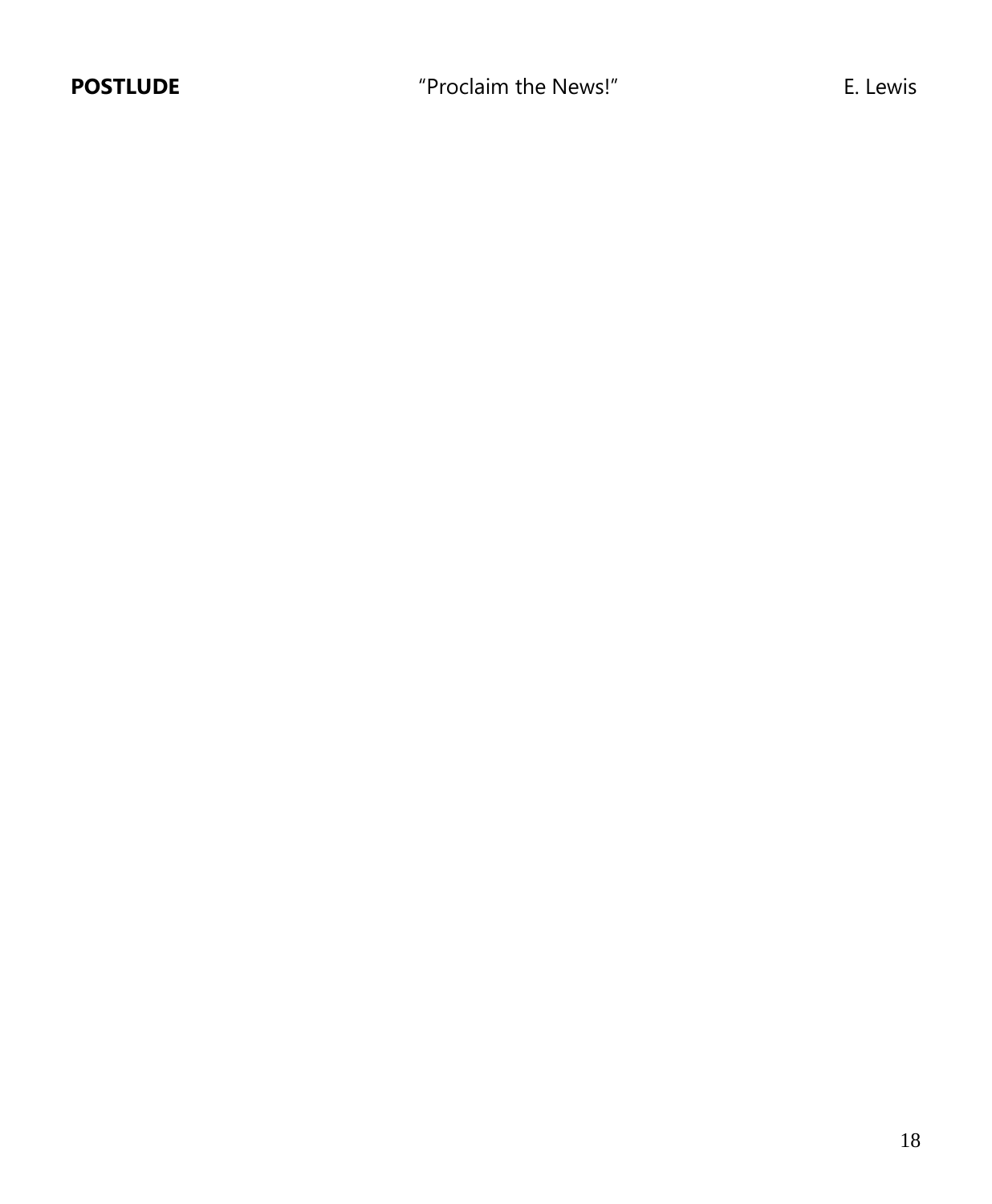**POSTLUDE** “Proclaim the News!” E. Lewis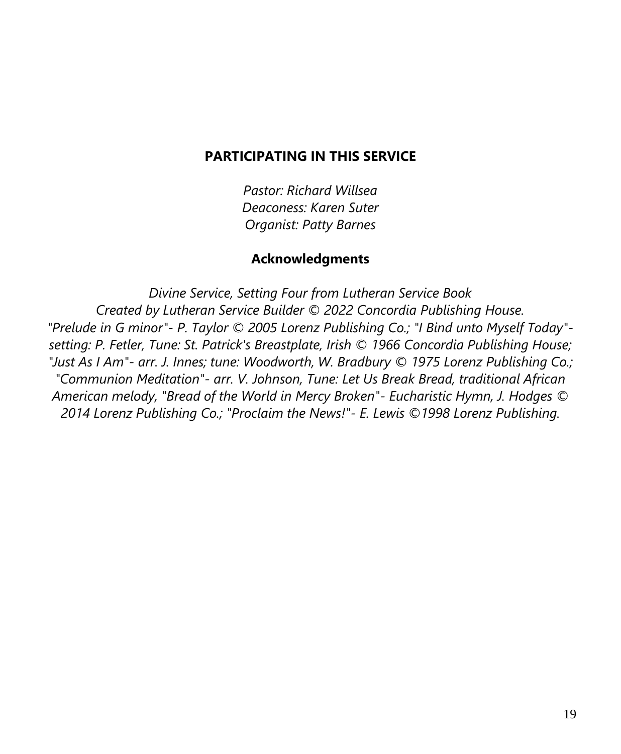## PARTICIPATING IN THIS SERVICE

*Pastor: Richard Willsea*
*Deaconess: Karen Suter*
*Organist: Patty Barnes*

### Acknowledgments

*Divine Service, Setting Four from Lutheran Service Book*
*Created by Lutheran Service Builder © 2022 Concordia Publishing House.*
*"Prelude in G minor"- P. Taylor © 2005 Lorenz Publishing Co.; "I Bind unto Myself Today"- setting: P. Fetler, Tune: St. Patrick's Breastplate, Irish © 1966 Concordia Publishing House; "Just As I Am"- arr. J. Innes; tune: Woodworth, W. Bradbury © 1975 Lorenz Publishing Co.; "Communion Meditation"- arr. V. Johnson, Tune: Let Us Break Bread, traditional African American melody, "Bread of the World in Mercy Broken"- Eucharistic Hymn, J. Hodges © 2014 Lorenz Publishing Co.; "Proclaim the News!"- E. Lewis ©1998 Lorenz Publishing.*